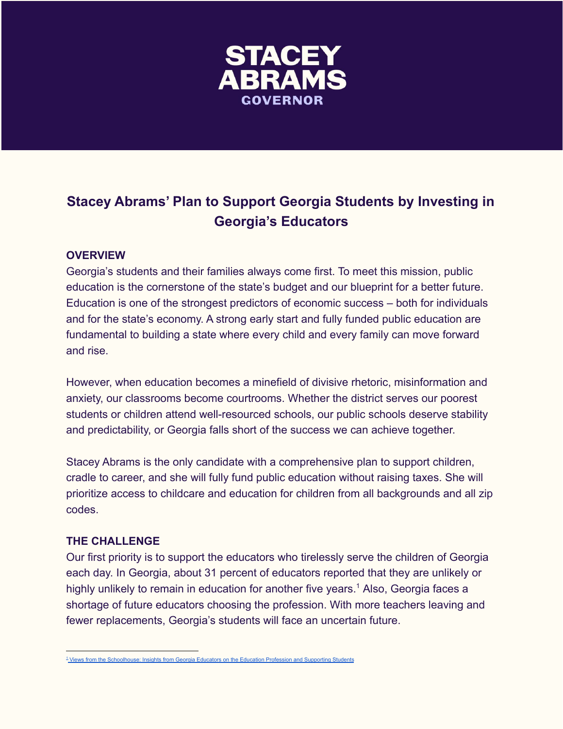STACEY ABRAMS GOVERNOR

# Stacey Abrams' Plan to Support Georgia Students by Investing in Georgia's Educators

## OVERVIEW

Georgia's students and their families always come first. To meet this mission, public education is the cornerstone of the state's budget and our blueprint for a better future. Education is one of the strongest predictors of economic success – both for individuals and for the state's economy. A strong early start and fully funded public education are fundamental to building a state where every child and every family can move forward and rise.

However, when education becomes a minefield of divisive rhetoric, misinformation and anxiety, our classrooms become courtrooms. Whether the district serves our poorest students or children attend well-resourced schools, our public schools deserve stability and predictability, or Georgia falls short of the success we can achieve together.

Stacey Abrams is the only candidate with a comprehensive plan to support children, cradle to career, and she will fully fund public education without raising taxes. She will prioritize access to childcare and education for children from all backgrounds and all zip codes.

## THE CHALLENGE

Our first priority is to support the educators who tirelessly serve the children of Georgia each day. In Georgia, about 31 percent of educators reported that they are unlikely or highly unlikely to remain in education for another five years.[1] Also, Georgia faces a shortage of future educators choosing the profession. With more teachers leaving and fewer replacements, Georgia's students will face an uncertain future.

---

[1] Views from the Schoolhouse: Insights from Georgia Educators on the Education Profession and Supporting Students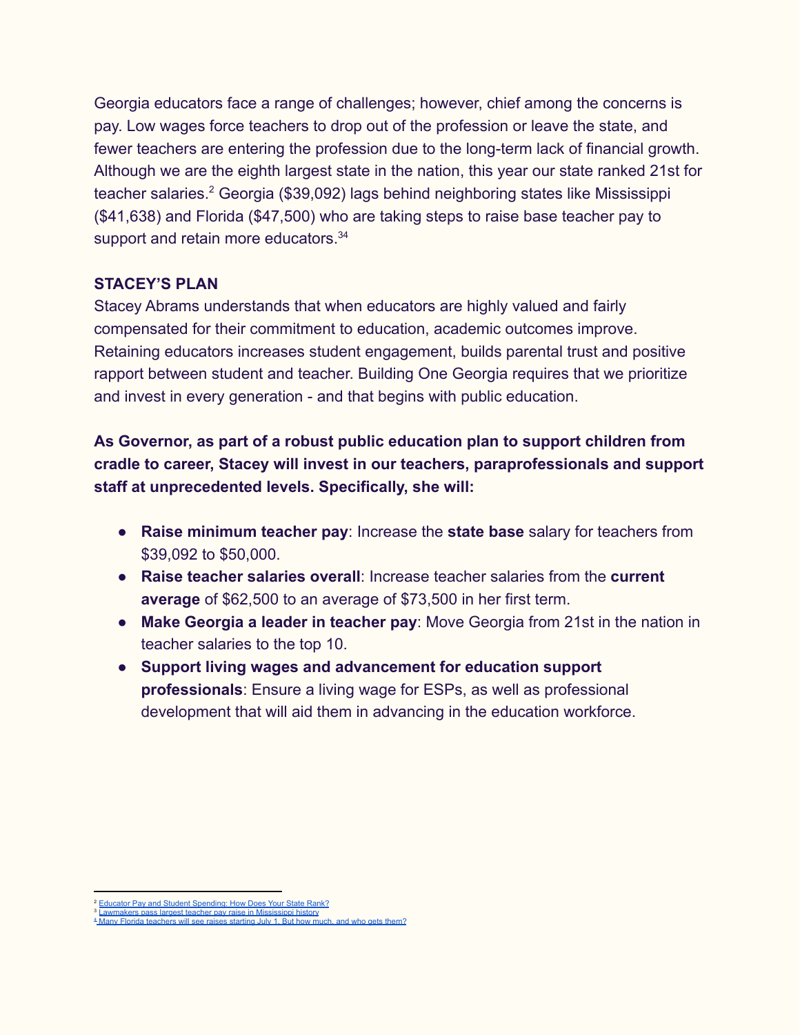Georgia educators face a range of challenges; however, chief among the concerns is pay. Low wages force teachers to drop out of the profession or leave the state, and fewer teachers are entering the profession due to the long-term lack of financial growth. Although we are the eighth largest state in the nation, this year our state ranked 21st for teacher salaries.[2] Georgia ($39,092) lags behind neighboring states like Mississippi ($41,638) and Florida ($47,500) who are taking steps to raise base teacher pay to support and retain more educators.[3][4]

**STACEY'S PLAN**

Stacey Abrams understands that when educators are highly valued and fairly compensated for their commitment to education, academic outcomes improve. Retaining educators increases student engagement, builds parental trust and positive rapport between student and teacher. Building One Georgia requires that we prioritize and invest in every generation - and that begins with public education.

**As Governor, as part of a robust public education plan to support children from cradle to career, Stacey will invest in our teachers, paraprofessionals and support staff at unprecedented levels. Specifically, she will:**

- **Raise minimum teacher pay**: Increase the **state base** salary for teachers from $39,092 to $50,000.
- **Raise teacher salaries overall**: Increase teacher salaries from the **current average** of $62,500 to an average of $73,500 in her first term.
- **Make Georgia a leader in teacher pay**: Move Georgia from 21st in the nation in teacher salaries to the top 10.
- **Support living wages and advancement for education support professionals**: Ensure a living wage for ESPs, as well as professional development that will aid them in advancing in the education workforce.

---

[2] Educator Pay and Student Spending: How Does Your State Rank?
[3] Lawmakers pass largest teacher pay raise in Mississippi history
[4] Many Florida teachers will see raises starting July 1. But how much, and who gets them?